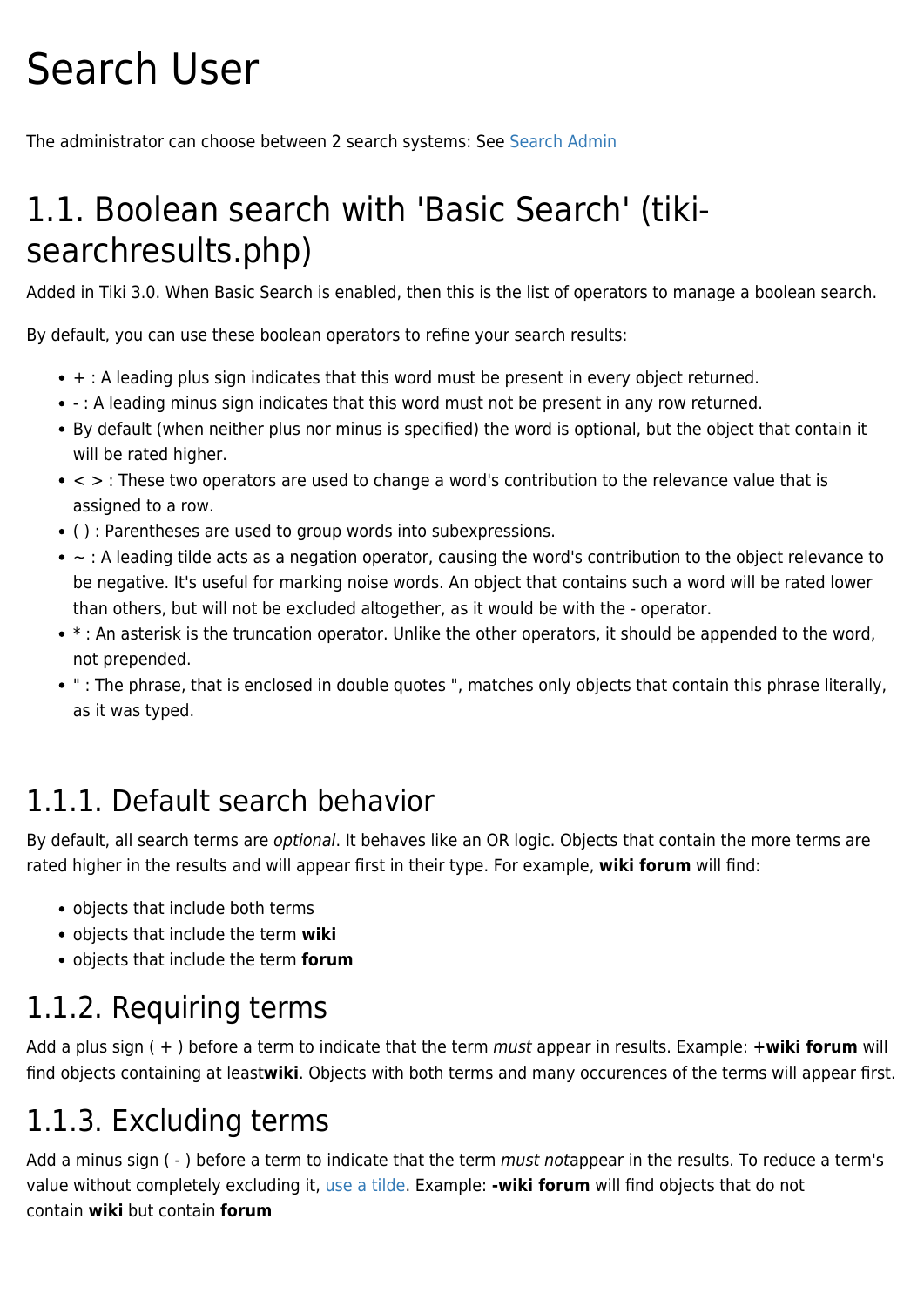# Search User

The administrator can choose between 2 search systems: See Search Admin

## 1.1. Boolean search with 'Basic Search' (tiki-searchresults.php)

Added in Tiki 3.0. When Basic Search is enabled, then this is the list of operators to manage a boolean search.

By default, you can use these boolean operators to refine your search results:

- + : A leading plus sign indicates that this word must be present in every object returned.
- - : A leading minus sign indicates that this word must not be present in any row returned.
- By default (when neither plus nor minus is specified) the word is optional, but the object that contain it will be rated higher.
- < > : These two operators are used to change a word's contribution to the relevance value that is assigned to a row.
- ( ) : Parentheses are used to group words into subexpressions.
- ~ : A leading tilde acts as a negation operator, causing the word's contribution to the object relevance to be negative. It's useful for marking noise words. An object that contains such a word will be rated lower than others, but will not be excluded altogether, as it would be with the - operator.
- * : An asterisk is the truncation operator. Unlike the other operators, it should be appended to the word, not prepended.
- " : The phrase, that is enclosed in double quotes ", matches only objects that contain this phrase literally, as it was typed.

### 1.1.1. Default search behavior

By default, all search terms are *optional*. It behaves like an OR logic. Objects that contain the more terms are rated higher in the results and will appear first in their type. For example, **wiki forum** will find:

- objects that include both terms
- objects that include the term **wiki**
- objects that include the term **forum**

### 1.1.2. Requiring terms

Add a plus sign ( + ) before a term to indicate that the term *must* appear in results. Example: **+wiki forum** will find objects containing at least**wiki**. Objects with both terms and many occurences of the terms will appear first.

### 1.1.3. Excluding terms

Add a minus sign ( - ) before a term to indicate that the term *must not*appear in the results. To reduce a term's value without completely excluding it, use a tilde. Example: **-wiki forum** will find objects that do not contain **wiki** but contain **forum**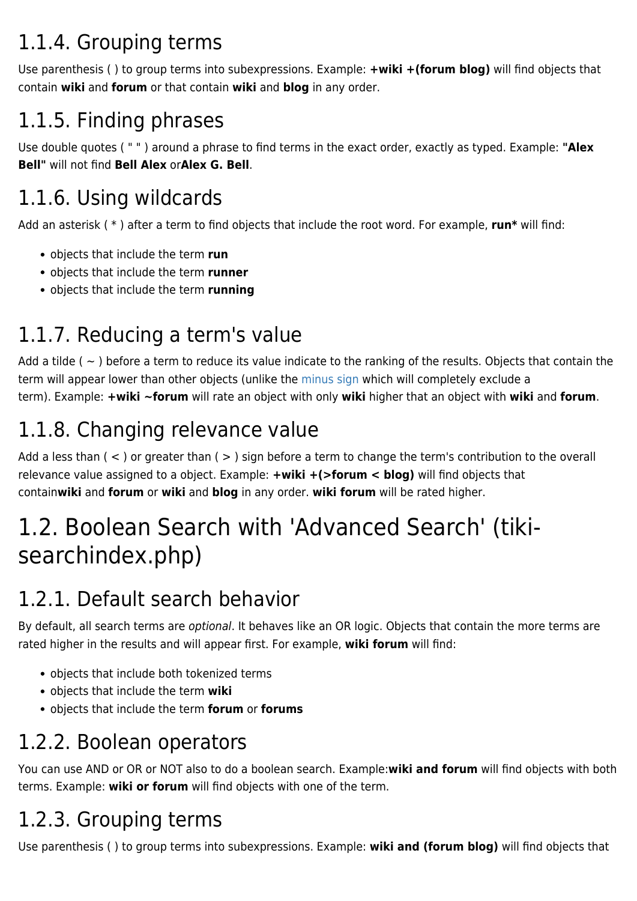### 1.1.4. Grouping terms

Use parenthesis ( ) to group terms into subexpressions. Example: **+wiki +(forum blog)** will find objects that contain **wiki** and **forum** or that contain **wiki** and **blog** in any order.

### 1.1.5. Finding phrases

Use double quotes ( " " ) around a phrase to find terms in the exact order, exactly as typed. Example: **"Alex Bell"** will not find **Bell Alex** or**Alex G. Bell**.

### 1.1.6. Using wildcards

Add an asterisk ( * ) after a term to find objects that include the root word. For example, **run*** will find:

- objects that include the term **run**
- objects that include the term **runner**
- objects that include the term **running**

### 1.1.7. Reducing a term's value

Add a tilde ( ~ ) before a term to reduce its value indicate to the ranking of the results. Objects that contain the term will appear lower than other objects (unlike the minus sign which will completely exclude a term). Example: **+wiki ~forum** will rate an object with only **wiki** higher that an object with **wiki** and **forum**.

### 1.1.8. Changing relevance value

Add a less than ( < ) or greater than ( > ) sign before a term to change the term's contribution to the overall relevance value assigned to a object. Example: **+wiki +(>forum < blog)** will find objects that contain**wiki** and **forum** or **wiki** and **blog** in any order. **wiki forum** will be rated higher.

## 1.2. Boolean Search with 'Advanced Search' (tiki-searchindex.php)

### 1.2.1. Default search behavior

By default, all search terms are *optional*. It behaves like an OR logic. Objects that contain the more terms are rated higher in the results and will appear first. For example, **wiki forum** will find:

- objects that include both tokenized terms
- objects that include the term **wiki**
- objects that include the term **forum** or **forums**

### 1.2.2. Boolean operators

You can use AND or OR or NOT also to do a boolean search. Example:**wiki and forum** will find objects with both terms. Example: **wiki or forum** will find objects with one of the term.

### 1.2.3. Grouping terms

Use parenthesis ( ) to group terms into subexpressions. Example: **wiki and (forum blog)** will find objects that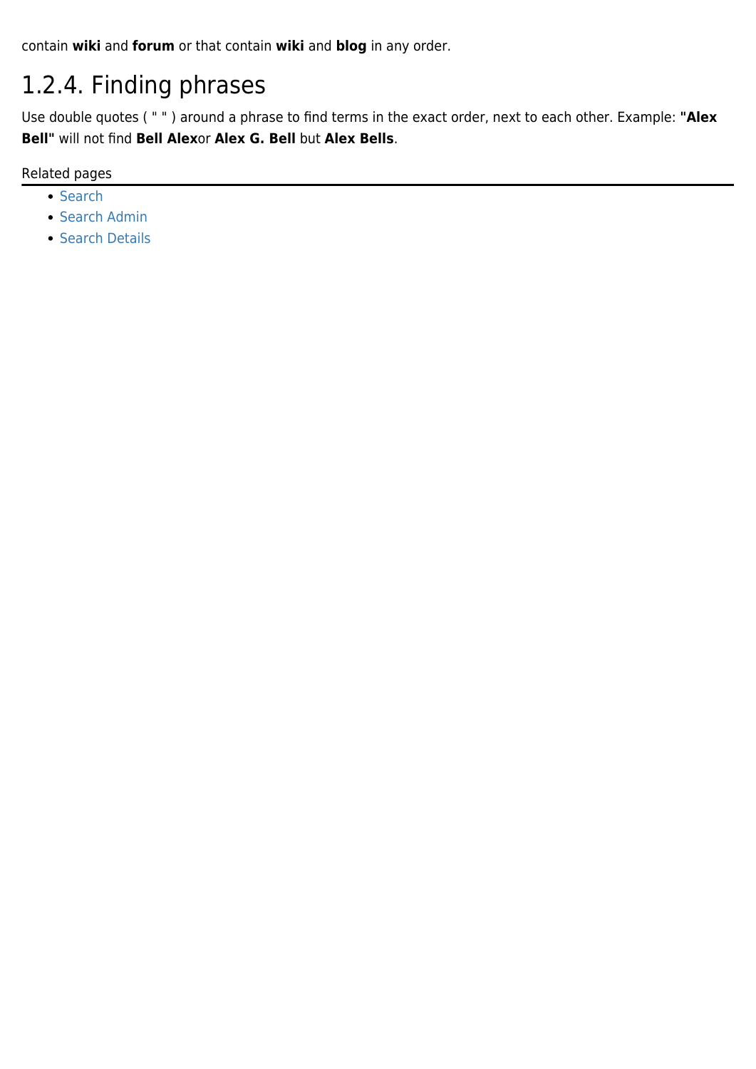contain **wiki** and **forum** or that contain **wiki** and **blog** in any order.

## 1.2.4. Finding phrases

Use double quotes ( " " ) around a phrase to find terms in the exact order, next to each other. Example: **"Alex Bell"** will not find **Bell Alex**or **Alex G. Bell** but **Alex Bells**.

Related pages

- Search
- Search Admin
- Search Details